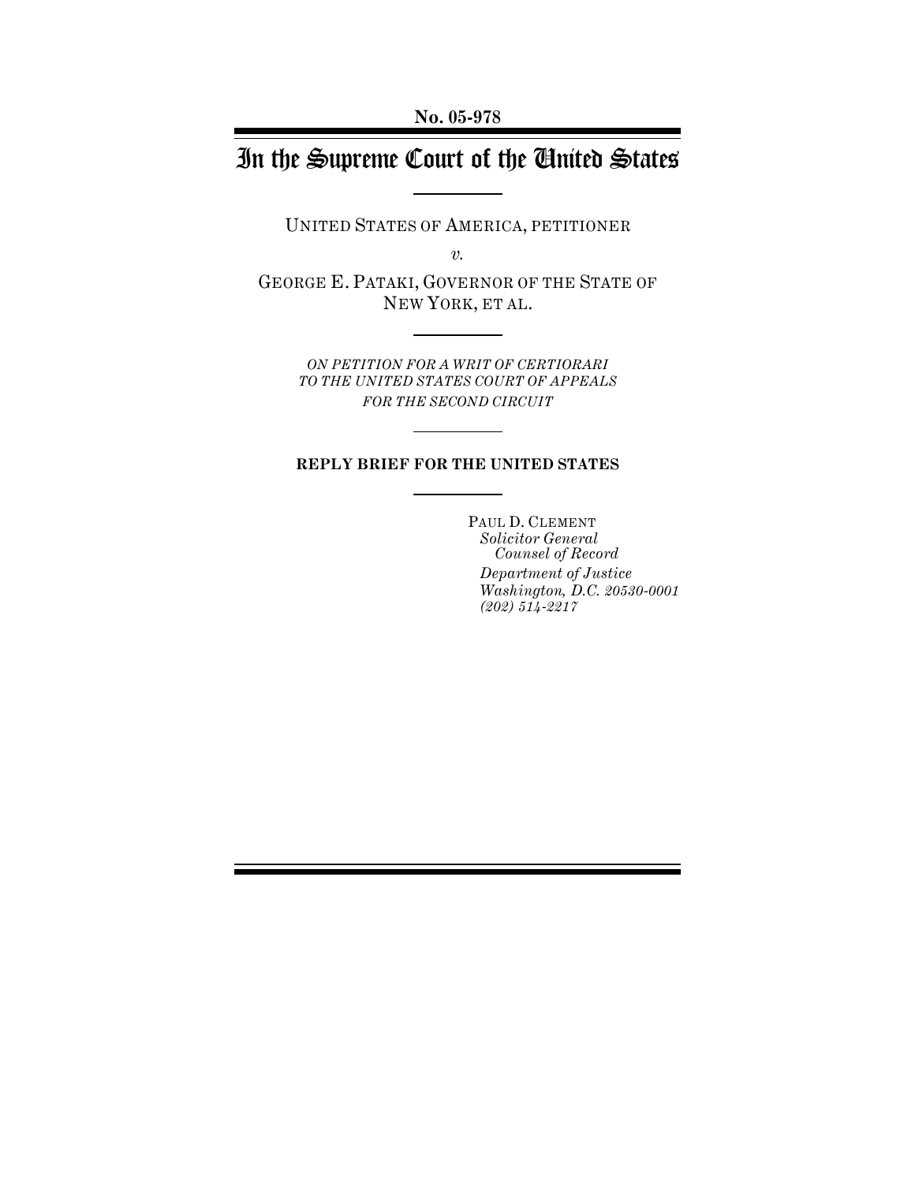**No. 05-978**

# In the Supreme Court of the United States

UNITED STATES OF AMERICA, PETITIONER

*v.*

GEORGE E. PATAKI, GOVERNOR OF THE STATE OF NEW YORK, ET AL.

*ON PETITION FOR A WRIT OF CERTIORARI TO THE UNITED STATES COURT OF APPEALS FOR THE SECOND CIRCUIT*

**REPLY BRIEF FOR THE UNITED STATES**

PAUL D. CLEMENT
*Solicitor General*
*Counsel of Record*
*Department of Justice*
*Washington, D.C. 20530-0001*
*(202) 514-2217*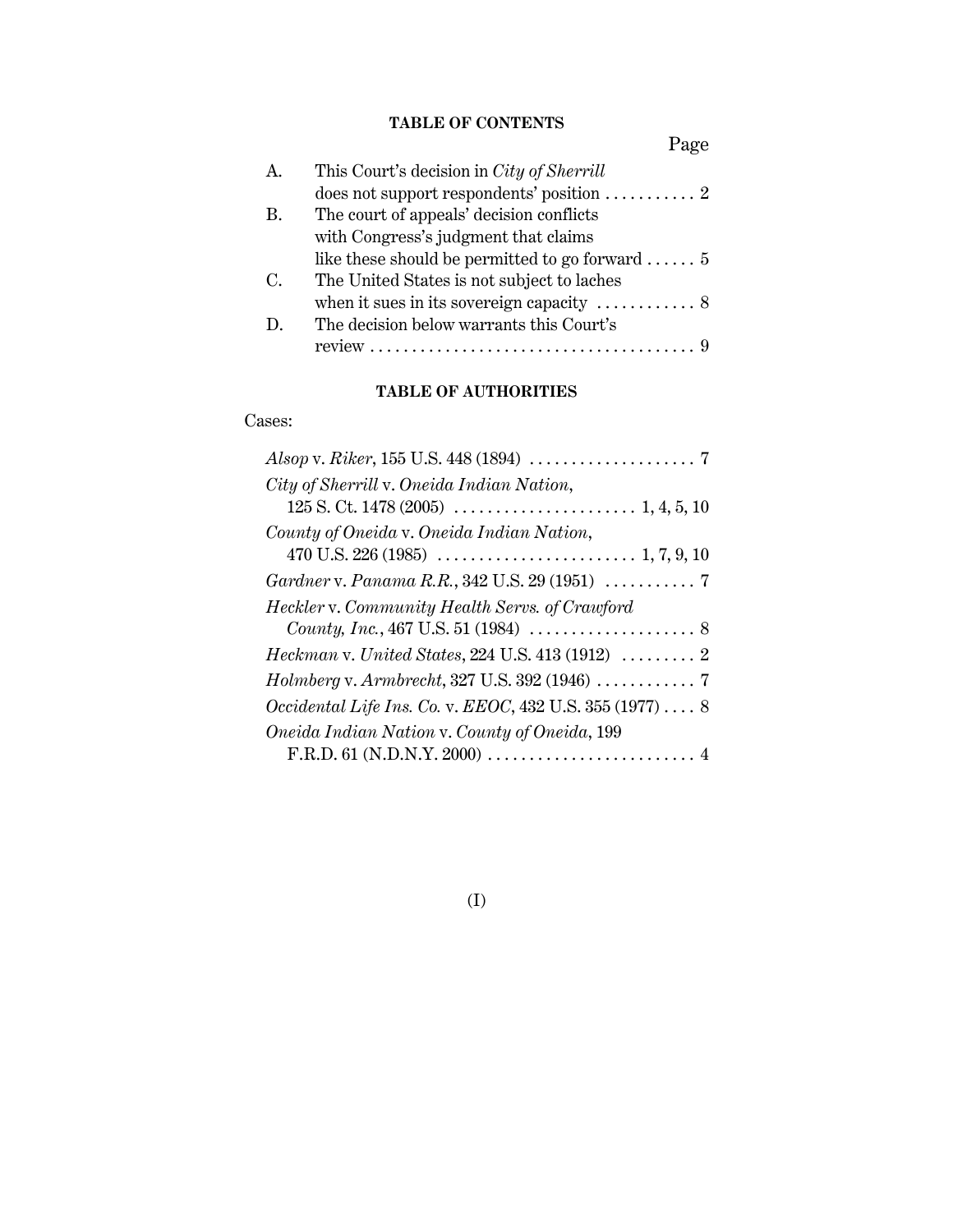## TABLE OF CONTENTS

| | | Page |
|---|---|---|
| A. | This Court's decision in *City of Sherrill* does not support respondents' position | 2 |
| B. | The court of appeals' decision conflicts with Congress's judgment that claims like these should be permitted to go forward | 5 |
| C. | The United States is not subject to laches when it sues in its sovereign capacity | 8 |
| D. | The decision below warrants this Court's review | 9 |

## TABLE OF AUTHORITIES

Cases:

*Alsop* v. *Riker*, 155 U.S. 448 (1894) . . . . . . . . . . 7

*City of Sherrill* v. *Oneida Indian Nation*, 125 S. Ct. 1478 (2005) . . . . . . . . . . 1, 4, 5, 10

*County of Oneida* v. *Oneida Indian Nation*, 470 U.S. 226 (1985) . . . . . . . . . . 1, 7, 9, 10

*Gardner* v. *Panama R.R.*, 342 U.S. 29 (1951) . . . . . . . . . . 7

*Heckler* v. *Community Health Servs. of Crawford County, Inc.*, 467 U.S. 51 (1984) . . . . . . . . . . 8

*Heckman* v. *United States*, 224 U.S. 413 (1912) . . . . . . . . . . 2

*Holmberg* v. *Armbrecht*, 327 U.S. 392 (1946) . . . . . . . . . . 7

*Occidental Life Ins. Co.* v. *EEOC*, 432 U.S. 355 (1977) . . . . 8

*Oneida Indian Nation* v. *County of Oneida*, 199 F.R.D. 61 (N.D.N.Y. 2000) . . . . . . . . . . 4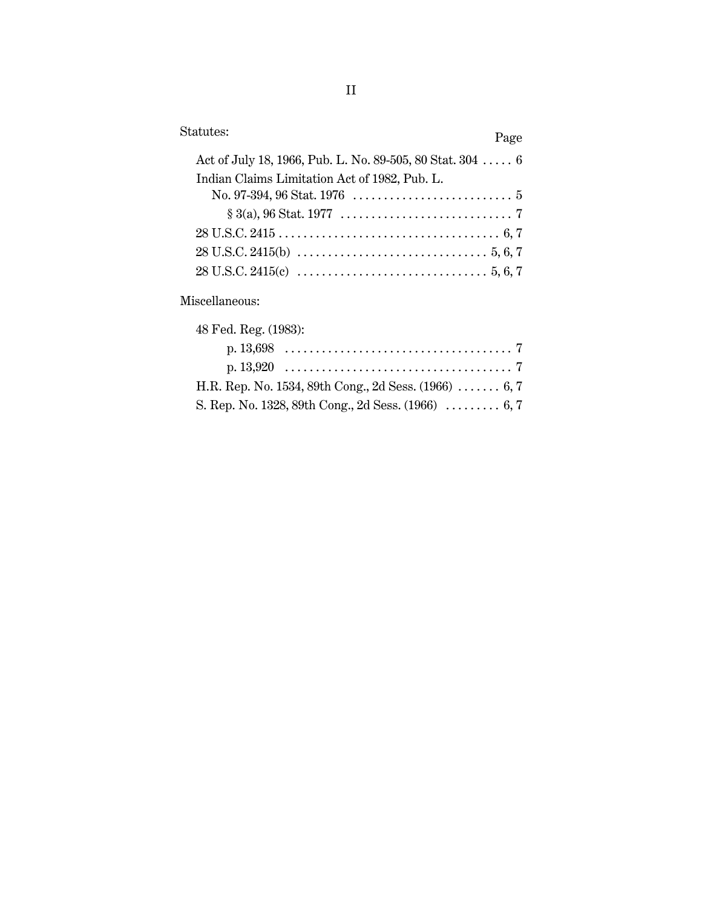Statutes: Page

- Act of July 18, 1966, Pub. L. No. 89-505, 80 Stat. 304 ..... 6
- Indian Claims Limitation Act of 1982, Pub. L. No. 97-394, 96 Stat. 1976 .......................... 5
  - § 3(a), 96 Stat. 1977 ............................ 7
- 28 U.S.C. 2415 .................................... 6, 7
- 28 U.S.C. 2415(b) ............................... 5, 6, 7
- 28 U.S.C. 2415(c) ............................... 5, 6, 7

Miscellaneous:

- 48 Fed. Reg. (1983):
  - p. 13,698 ..................................... 7
  - p. 13,920 ..................................... 7
- H.R. Rep. No. 1534, 89th Cong., 2d Sess. (1966) ....... 6, 7
- S. Rep. No. 1328, 89th Cong., 2d Sess. (1966) ......... 6, 7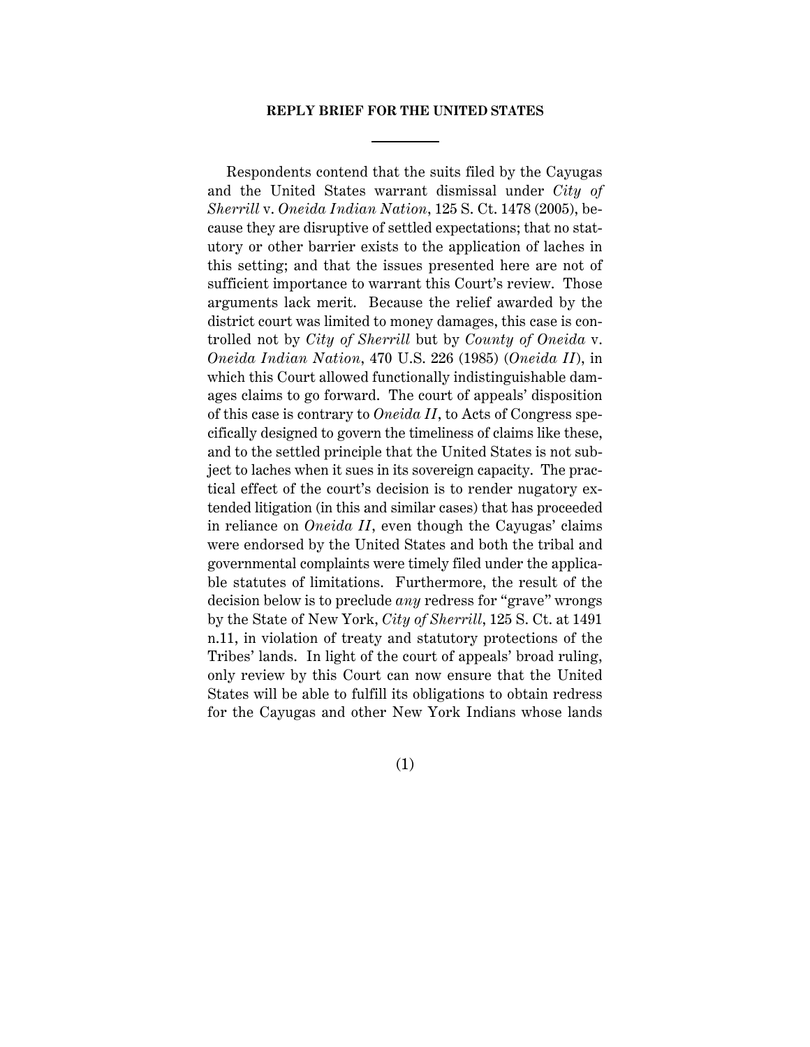## REPLY BRIEF FOR THE UNITED STATES

Respondents contend that the suits filed by the Cayugas and the United States warrant dismissal under *City of Sherrill* v. *Oneida Indian Nation*, 125 S. Ct. 1478 (2005), because they are disruptive of settled expectations; that no statutory or other barrier exists to the application of laches in this setting; and that the issues presented here are not of sufficient importance to warrant this Court's review. Those arguments lack merit. Because the relief awarded by the district court was limited to money damages, this case is controlled not by *City of Sherrill* but by *County of Oneida* v. *Oneida Indian Nation*, 470 U.S. 226 (1985) (*Oneida II*), in which this Court allowed functionally indistinguishable damages claims to go forward. The court of appeals' disposition of this case is contrary to *Oneida II*, to Acts of Congress specifically designed to govern the timeliness of claims like these, and to the settled principle that the United States is not subject to laches when it sues in its sovereign capacity. The practical effect of the court's decision is to render nugatory extended litigation (in this and similar cases) that has proceeded in reliance on *Oneida II*, even though the Cayugas' claims were endorsed by the United States and both the tribal and governmental complaints were timely filed under the applicable statutes of limitations. Furthermore, the result of the decision below is to preclude *any* redress for "grave" wrongs by the State of New York, *City of Sherrill*, 125 S. Ct. at 1491 n.11, in violation of treaty and statutory protections of the Tribes' lands. In light of the court of appeals' broad ruling, only review by this Court can now ensure that the United States will be able to fulfill its obligations to obtain redress for the Cayugas and other New York Indians whose lands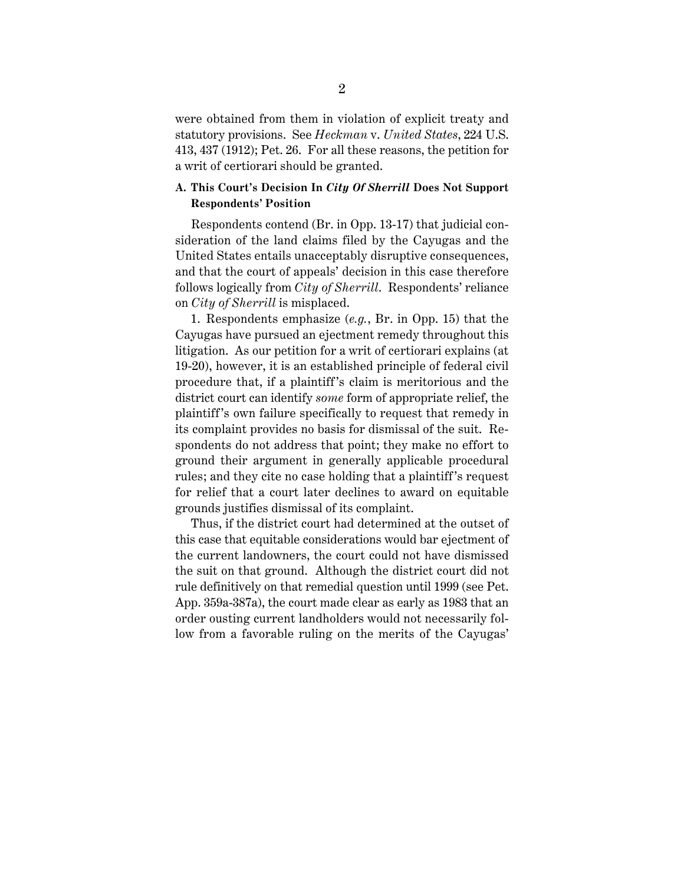were obtained from them in violation of explicit treaty and statutory provisions. See *Heckman* v. *United States*, 224 U.S. 413, 437 (1912); Pet. 26. For all these reasons, the petition for a writ of certiorari should be granted.

### A. This Court's Decision In *City Of Sherrill* Does Not Support Respondents' Position

Respondents contend (Br. in Opp. 13-17) that judicial consideration of the land claims filed by the Cayugas and the United States entails unacceptably disruptive consequences, and that the court of appeals' decision in this case therefore follows logically from *City of Sherrill*. Respondents' reliance on *City of Sherrill* is misplaced.

1. Respondents emphasize (*e.g.*, Br. in Opp. 15) that the Cayugas have pursued an ejectment remedy throughout this litigation. As our petition for a writ of certiorari explains (at 19-20), however, it is an established principle of federal civil procedure that, if a plaintiff's claim is meritorious and the district court can identify *some* form of appropriate relief, the plaintiff's own failure specifically to request that remedy in its complaint provides no basis for dismissal of the suit. Respondents do not address that point; they make no effort to ground their argument in generally applicable procedural rules; and they cite no case holding that a plaintiff's request for relief that a court later declines to award on equitable grounds justifies dismissal of its complaint.

Thus, if the district court had determined at the outset of this case that equitable considerations would bar ejectment of the current landowners, the court could not have dismissed the suit on that ground. Although the district court did not rule definitively on that remedial question until 1999 (see Pet. App. 359a-387a), the court made clear as early as 1983 that an order ousting current landholders would not necessarily follow from a favorable ruling on the merits of the Cayugas'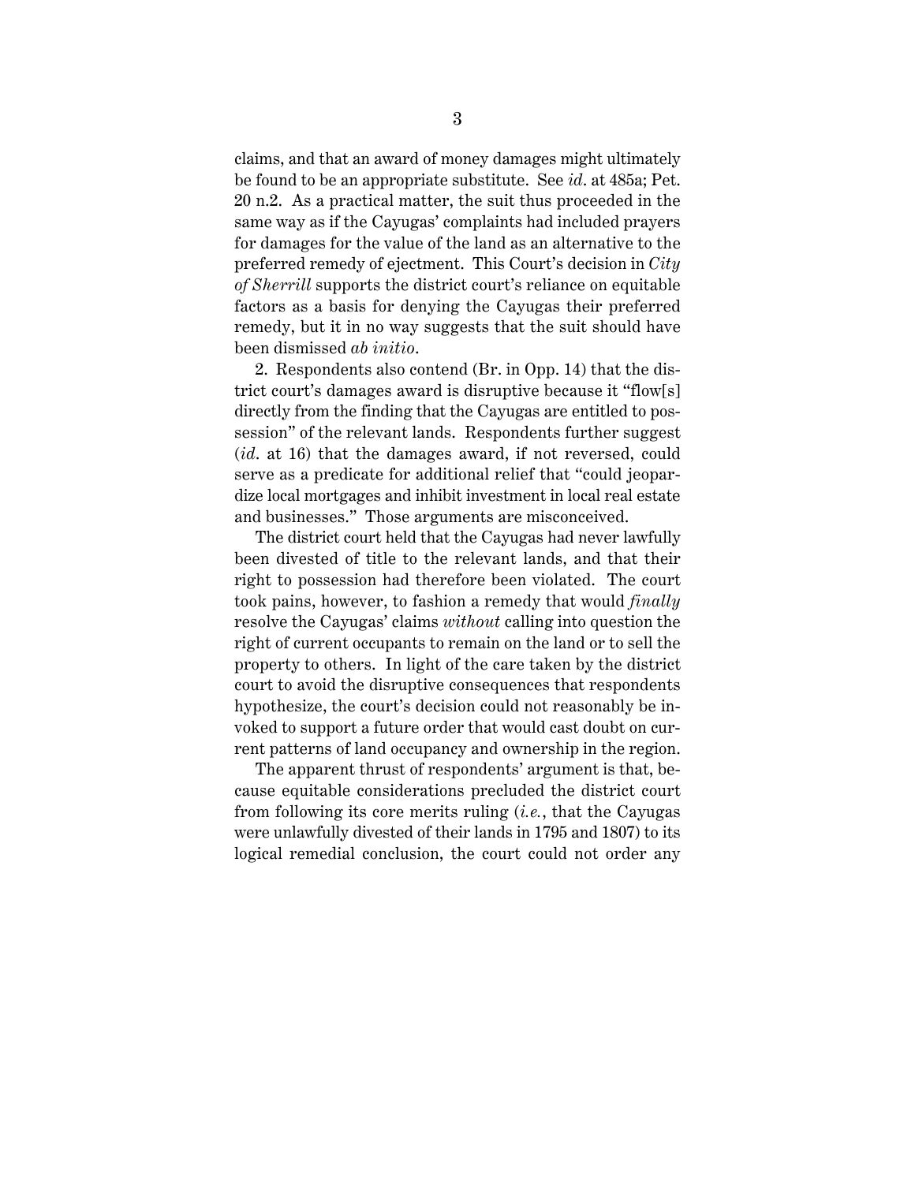claims, and that an award of money damages might ultimately be found to be an appropriate substitute. See *id*. at 485a; Pet. 20 n.2. As a practical matter, the suit thus proceeded in the same way as if the Cayugas' complaints had included prayers for damages for the value of the land as an alternative to the preferred remedy of ejectment. This Court's decision in *City of Sherrill* supports the district court's reliance on equitable factors as a basis for denying the Cayugas their preferred remedy, but it in no way suggests that the suit should have been dismissed *ab initio*.

2. Respondents also contend (Br. in Opp. 14) that the district court's damages award is disruptive because it "flow[s] directly from the finding that the Cayugas are entitled to possession" of the relevant lands. Respondents further suggest (*id*. at 16) that the damages award, if not reversed, could serve as a predicate for additional relief that "could jeopardize local mortgages and inhibit investment in local real estate and businesses." Those arguments are misconceived.

The district court held that the Cayugas had never lawfully been divested of title to the relevant lands, and that their right to possession had therefore been violated. The court took pains, however, to fashion a remedy that would *finally* resolve the Cayugas' claims *without* calling into question the right of current occupants to remain on the land or to sell the property to others. In light of the care taken by the district court to avoid the disruptive consequences that respondents hypothesize, the court's decision could not reasonably be invoked to support a future order that would cast doubt on current patterns of land occupancy and ownership in the region.

The apparent thrust of respondents' argument is that, because equitable considerations precluded the district court from following its core merits ruling (*i.e.*, that the Cayugas were unlawfully divested of their lands in 1795 and 1807) to its logical remedial conclusion, the court could not order any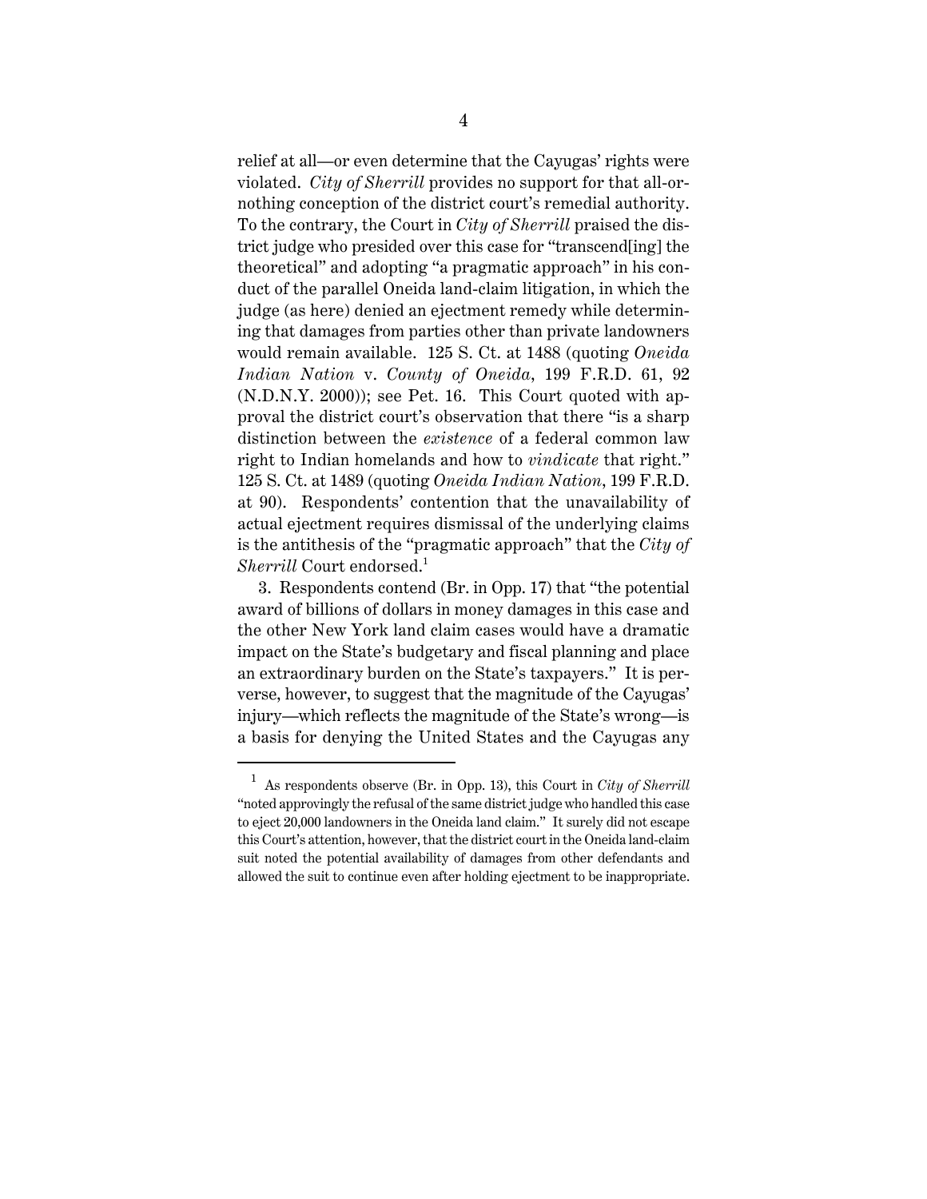relief at all—or even determine that the Cayugas' rights were violated. *City of Sherrill* provides no support for that all-or-nothing conception of the district court's remedial authority. To the contrary, the Court in *City of Sherrill* praised the district judge who presided over this case for "transcend[ing] the theoretical" and adopting "a pragmatic approach" in his conduct of the parallel Oneida land-claim litigation, in which the judge (as here) denied an ejectment remedy while determining that damages from parties other than private landowners would remain available. 125 S. Ct. at 1488 (quoting *Oneida Indian Nation* v. *County of Oneida*, 199 F.R.D. 61, 92 (N.D.N.Y. 2000)); see Pet. 16. This Court quoted with approval the district court's observation that there "is a sharp distinction between the *existence* of a federal common law right to Indian homelands and how to *vindicate* that right." 125 S. Ct. at 1489 (quoting *Oneida Indian Nation*, 199 F.R.D. at 90). Respondents' contention that the unavailability of actual ejectment requires dismissal of the underlying claims is the antithesis of the "pragmatic approach" that the *City of Sherrill* Court endorsed.[1]

3. Respondents contend (Br. in Opp. 17) that "the potential award of billions of dollars in money damages in this case and the other New York land claim cases would have a dramatic impact on the State's budgetary and fiscal planning and place an extraordinary burden on the State's taxpayers." It is perverse, however, to suggest that the magnitude of the Cayugas' injury—which reflects the magnitude of the State's wrong—is a basis for denying the United States and the Cayugas any

---

[1] As respondents observe (Br. in Opp. 13), this Court in *City of Sherrill* "noted approvingly the refusal of the same district judge who handled this case to eject 20,000 landowners in the Oneida land claim." It surely did not escape this Court's attention, however, that the district court in the Oneida land-claim suit noted the potential availability of damages from other defendants and allowed the suit to continue even after holding ejectment to be inappropriate.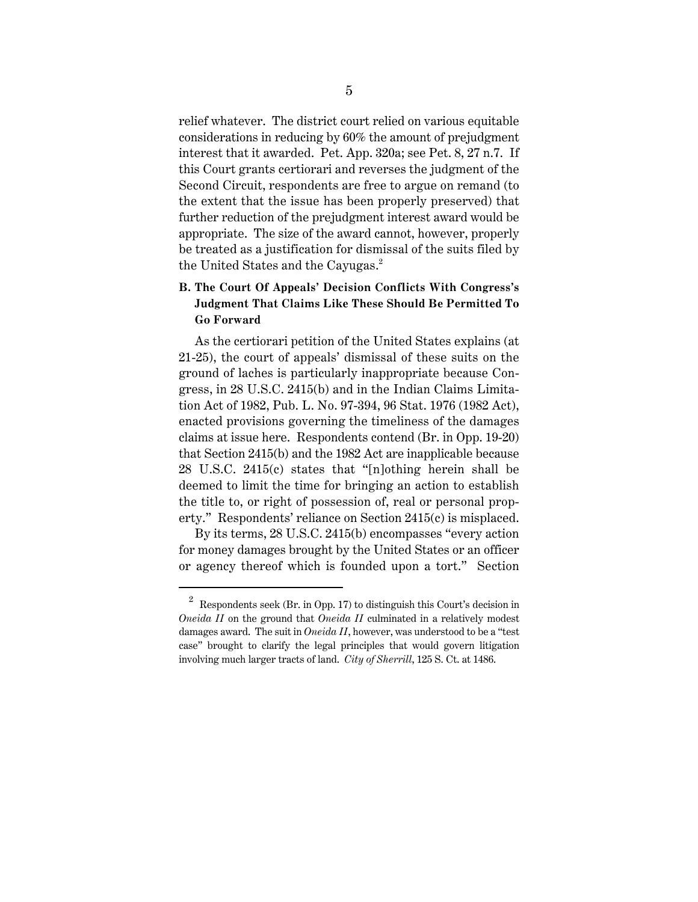relief whatever. The district court relied on various equitable considerations in reducing by 60% the amount of prejudgment interest that it awarded. Pet. App. 320a; see Pet. 8, 27 n.7. If this Court grants certiorari and reverses the judgment of the Second Circuit, respondents are free to argue on remand (to the extent that the issue has been properly preserved) that further reduction of the prejudgment interest award would be appropriate. The size of the award cannot, however, properly be treated as a justification for dismissal of the suits filed by the United States and the Cayugas.[2]

### B. The Court Of Appeals' Decision Conflicts With Congress's Judgment That Claims Like These Should Be Permitted To Go Forward

As the certiorari petition of the United States explains (at 21-25), the court of appeals' dismissal of these suits on the ground of laches is particularly inappropriate because Congress, in 28 U.S.C. 2415(b) and in the Indian Claims Limitation Act of 1982, Pub. L. No. 97-394, 96 Stat. 1976 (1982 Act), enacted provisions governing the timeliness of the damages claims at issue here. Respondents contend (Br. in Opp. 19-20) that Section 2415(b) and the 1982 Act are inapplicable because 28 U.S.C. 2415(c) states that "[n]othing herein shall be deemed to limit the time for bringing an action to establish the title to, or right of possession of, real or personal property." Respondents' reliance on Section 2415(c) is misplaced.

By its terms, 28 U.S.C. 2415(b) encompasses "every action for money damages brought by the United States or an officer or agency thereof which is founded upon a tort." Section

---

[2] Respondents seek (Br. in Opp. 17) to distinguish this Court's decision in *Oneida II* on the ground that *Oneida II* culminated in a relatively modest damages award. The suit in *Oneida II*, however, was understood to be a "test case" brought to clarify the legal principles that would govern litigation involving much larger tracts of land. *City of Sherrill*, 125 S. Ct. at 1486.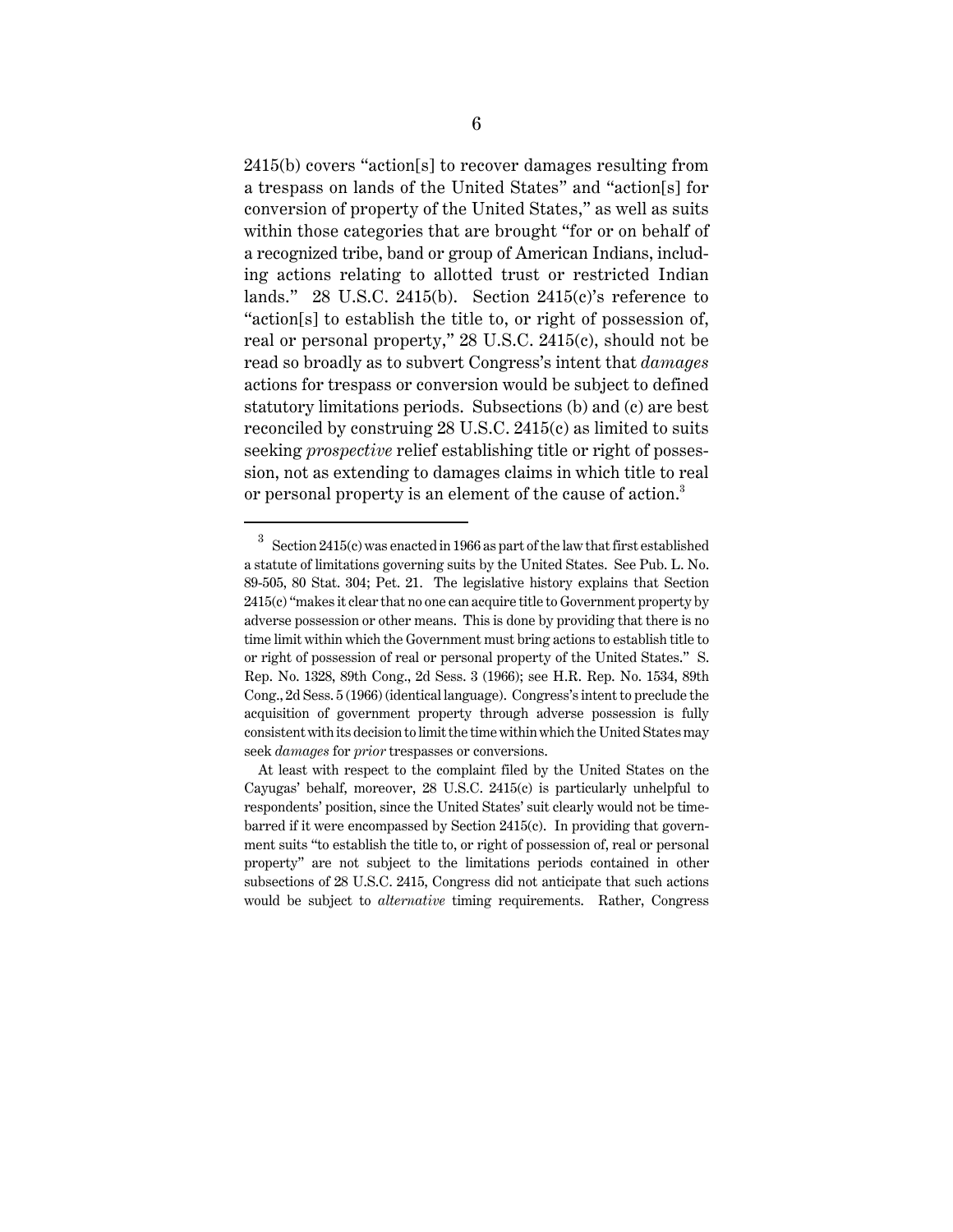2415(b) covers "action[s] to recover damages resulting from a trespass on lands of the United States" and "action[s] for conversion of property of the United States," as well as suits within those categories that are brought "for or on behalf of a recognized tribe, band or group of American Indians, including actions relating to allotted trust or restricted Indian lands." 28 U.S.C. 2415(b). Section 2415(c)'s reference to "action[s] to establish the title to, or right of possession of, real or personal property," 28 U.S.C. 2415(c), should not be read so broadly as to subvert Congress's intent that *damages* actions for trespass or conversion would be subject to defined statutory limitations periods. Subsections (b) and (c) are best reconciled by construing 28 U.S.C. 2415(c) as limited to suits seeking *prospective* relief establishing title or right of possession, not as extending to damages claims in which title to real or personal property is an element of the cause of action.[3]

---

[3] Section 2415(c) was enacted in 1966 as part of the law that first established a statute of limitations governing suits by the United States. See Pub. L. No. 89-505, 80 Stat. 304; Pet. 21. The legislative history explains that Section 2415(c) "makes it clear that no one can acquire title to Government property by adverse possession or other means. This is done by providing that there is no time limit within which the Government must bring actions to establish title to or right of possession of real or personal property of the United States." S. Rep. No. 1328, 89th Cong., 2d Sess. 3 (1966); see H.R. Rep. No. 1534, 89th Cong., 2d Sess. 5 (1966) (identical language). Congress's intent to preclude the acquisition of government property through adverse possession is fully consistent with its decision to limit the time within which the United States may seek *damages* for *prior* trespasses or conversions.

At least with respect to the complaint filed by the United States on the Cayugas' behalf, moreover, 28 U.S.C. 2415(c) is particularly unhelpful to respondents' position, since the United States' suit clearly would not be time-barred if it were encompassed by Section 2415(c). In providing that government suits "to establish the title to, or right of possession of, real or personal property" are not subject to the limitations periods contained in other subsections of 28 U.S.C. 2415, Congress did not anticipate that such actions would be subject to *alternative* timing requirements. Rather, Congress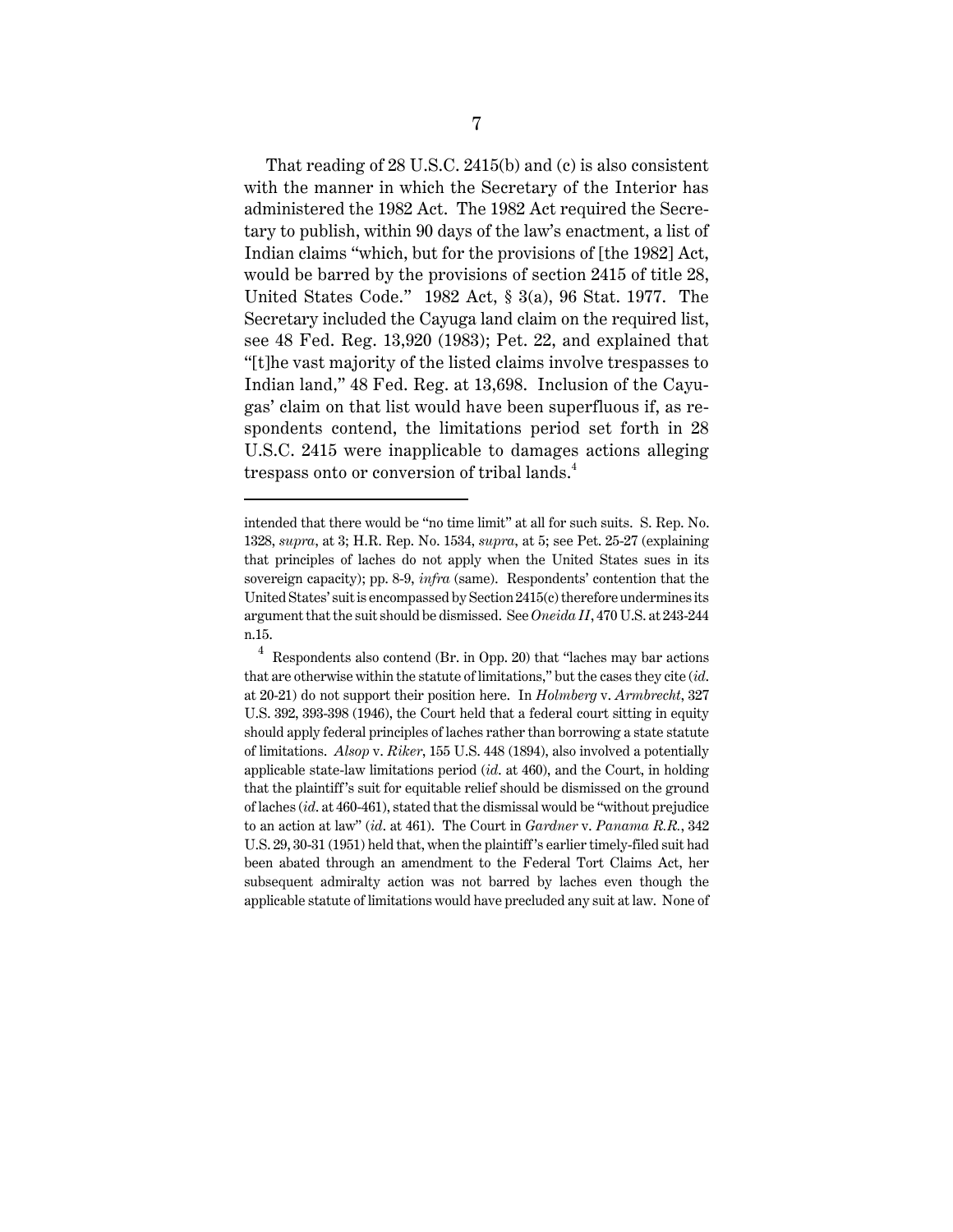That reading of 28 U.S.C. 2415(b) and (c) is also consistent with the manner in which the Secretary of the Interior has administered the 1982 Act. The 1982 Act required the Secretary to publish, within 90 days of the law's enactment, a list of Indian claims "which, but for the provisions of [the 1982] Act, would be barred by the provisions of section 2415 of title 28, United States Code." 1982 Act, § 3(a), 96 Stat. 1977. The Secretary included the Cayuga land claim on the required list, see 48 Fed. Reg. 13,920 (1983); Pet. 22, and explained that "[t]he vast majority of the listed claims involve trespasses to Indian land," 48 Fed. Reg. at 13,698. Inclusion of the Cayugas' claim on that list would have been superfluous if, as respondents contend, the limitations period set forth in 28 U.S.C. 2415 were inapplicable to damages actions alleging trespass onto or conversion of tribal lands.[4]

---

intended that there would be "no time limit" at all for such suits. S. Rep. No. 1328, *supra*, at 3; H.R. Rep. No. 1534, *supra*, at 5; see Pet. 25-27 (explaining that principles of laches do not apply when the United States sues in its sovereign capacity); pp. 8-9, *infra* (same). Respondents' contention that the United States' suit is encompassed by Section 2415(c) therefore undermines its argument that the suit should be dismissed. See *Oneida II*, 470 U.S. at 243-244 n.15.

[4] Respondents also contend (Br. in Opp. 20) that "laches may bar actions that are otherwise within the statute of limitations," but the cases they cite (*id.* at 20-21) do not support their position here. In *Holmberg* v. *Armbrecht*, 327 U.S. 392, 393-398 (1946), the Court held that a federal court sitting in equity should apply federal principles of laches rather than borrowing a state statute of limitations. *Alsop* v. *Riker*, 155 U.S. 448 (1894), also involved a potentially applicable state-law limitations period (*id.* at 460), and the Court, in holding that the plaintiff's suit for equitable relief should be dismissed on the ground of laches (*id.* at 460-461), stated that the dismissal would be "without prejudice to an action at law" (*id.* at 461). The Court in *Gardner* v. *Panama R.R.*, 342 U.S. 29, 30-31 (1951) held that, when the plaintiff's earlier timely-filed suit had been abated through an amendment to the Federal Tort Claims Act, her subsequent admiralty action was not barred by laches even though the applicable statute of limitations would have precluded any suit at law. None of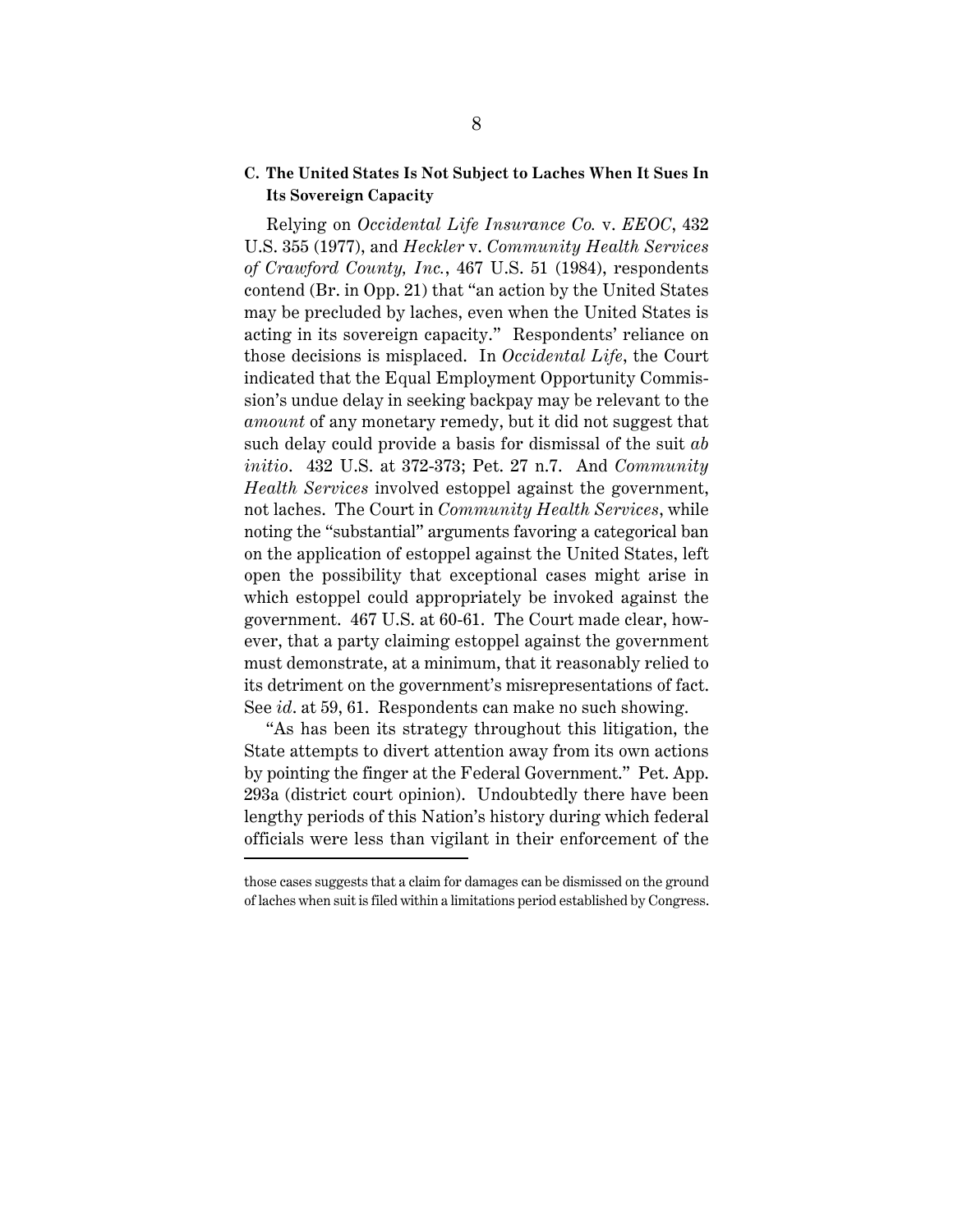### C. The United States Is Not Subject to Laches When It Sues In Its Sovereign Capacity

Relying on *Occidental Life Insurance Co.* v. *EEOC*, 432 U.S. 355 (1977), and *Heckler* v. *Community Health Services of Crawford County, Inc.*, 467 U.S. 51 (1984), respondents contend (Br. in Opp. 21) that "an action by the United States may be precluded by laches, even when the United States is acting in its sovereign capacity." Respondents' reliance on those decisions is misplaced. In *Occidental Life*, the Court indicated that the Equal Employment Opportunity Commission's undue delay in seeking backpay may be relevant to the *amount* of any monetary remedy, but it did not suggest that such delay could provide a basis for dismissal of the suit *ab initio*. 432 U.S. at 372-373; Pet. 27 n.7. And *Community Health Services* involved estoppel against the government, not laches. The Court in *Community Health Services*, while noting the "substantial" arguments favoring a categorical ban on the application of estoppel against the United States, left open the possibility that exceptional cases might arise in which estoppel could appropriately be invoked against the government. 467 U.S. at 60-61. The Court made clear, however, that a party claiming estoppel against the government must demonstrate, at a minimum, that it reasonably relied to its detriment on the government's misrepresentations of fact. See *id*. at 59, 61. Respondents can make no such showing.

"As has been its strategy throughout this litigation, the State attempts to divert attention away from its own actions by pointing the finger at the Federal Government." Pet. App. 293a (district court opinion). Undoubtedly there have been lengthy periods of this Nation's history during which federal officials were less than vigilant in their enforcement of the

---

those cases suggests that a claim for damages can be dismissed on the ground of laches when suit is filed within a limitations period established by Congress.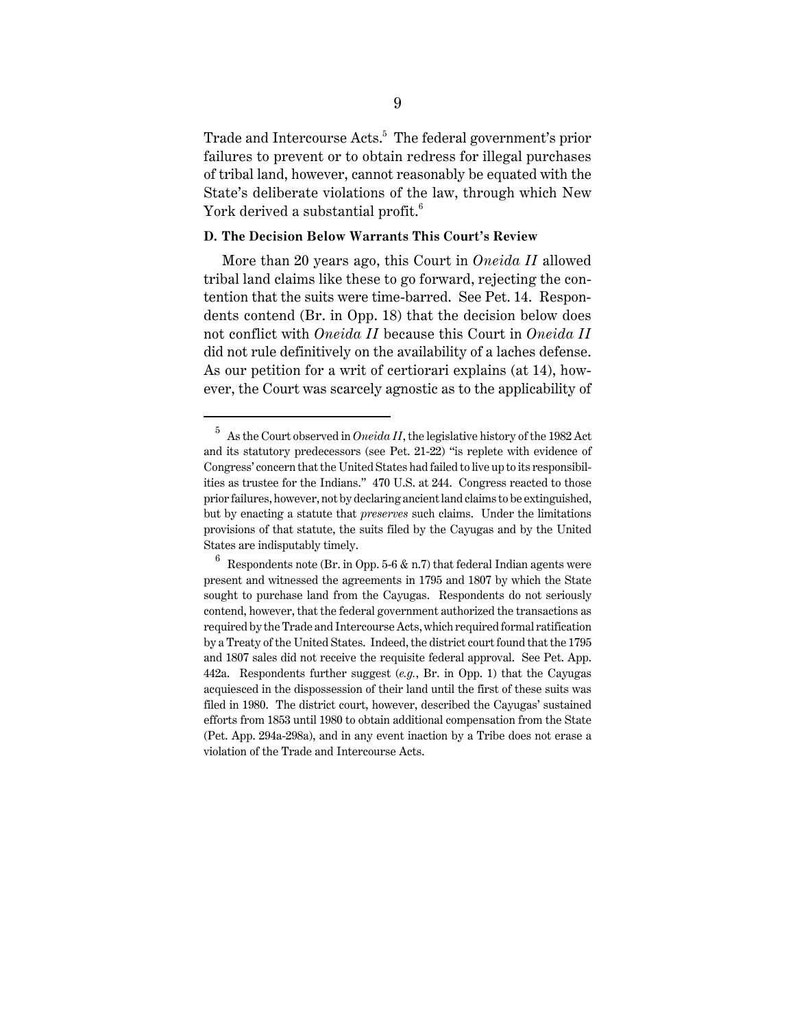Trade and Intercourse Acts.[5] The federal government's prior failures to prevent or to obtain redress for illegal purchases of tribal land, however, cannot reasonably be equated with the State's deliberate violations of the law, through which New York derived a substantial profit.[6]

### D. The Decision Below Warrants This Court's Review

More than 20 years ago, this Court in *Oneida II* allowed tribal land claims like these to go forward, rejecting the contention that the suits were time-barred. See Pet. 14. Respondents contend (Br. in Opp. 18) that the decision below does not conflict with *Oneida II* because this Court in *Oneida II* did not rule definitively on the availability of a laches defense. As our petition for a writ of certiorari explains (at 14), however, the Court was scarcely agnostic as to the applicability of

---

[5] As the Court observed in *Oneida II*, the legislative history of the 1982 Act and its statutory predecessors (see Pet. 21-22) "is replete with evidence of Congress' concern that the United States had failed to live up to its responsibilities as trustee for the Indians." 470 U.S. at 244. Congress reacted to those prior failures, however, not by declaring ancient land claims to be extinguished, but by enacting a statute that *preserves* such claims. Under the limitations provisions of that statute, the suits filed by the Cayugas and by the United States are indisputably timely.

[6] Respondents note (Br. in Opp. 5-6 & n.7) that federal Indian agents were present and witnessed the agreements in 1795 and 1807 by which the State sought to purchase land from the Cayugas. Respondents do not seriously contend, however, that the federal government authorized the transactions as required by the Trade and Intercourse Acts, which required formal ratification by a Treaty of the United States. Indeed, the district court found that the 1795 and 1807 sales did not receive the requisite federal approval. See Pet. App. 442a. Respondents further suggest (*e.g.*, Br. in Opp. 1) that the Cayugas acquiesced in the dispossession of their land until the first of these suits was filed in 1980. The district court, however, described the Cayugas' sustained efforts from 1853 until 1980 to obtain additional compensation from the State (Pet. App. 294a-298a), and in any event inaction by a Tribe does not erase a violation of the Trade and Intercourse Acts.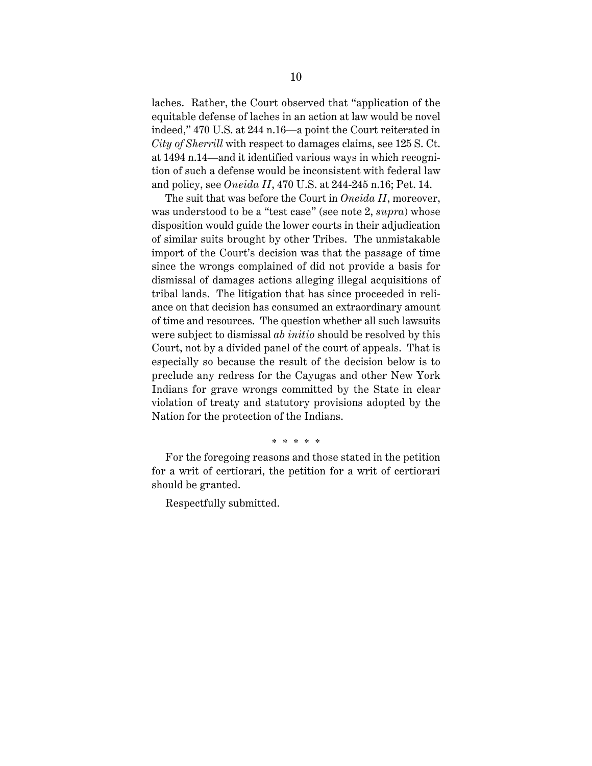laches. Rather, the Court observed that "application of the equitable defense of laches in an action at law would be novel indeed," 470 U.S. at 244 n.16—a point the Court reiterated in *City of Sherrill* with respect to damages claims, see 125 S. Ct. at 1494 n.14—and it identified various ways in which recognition of such a defense would be inconsistent with federal law and policy, see *Oneida II*, 470 U.S. at 244-245 n.16; Pet. 14.

The suit that was before the Court in *Oneida II*, moreover, was understood to be a "test case" (see note 2, *supra*) whose disposition would guide the lower courts in their adjudication of similar suits brought by other Tribes. The unmistakable import of the Court's decision was that the passage of time since the wrongs complained of did not provide a basis for dismissal of damages actions alleging illegal acquisitions of tribal lands. The litigation that has since proceeded in reliance on that decision has consumed an extraordinary amount of time and resources. The question whether all such lawsuits were subject to dismissal *ab initio* should be resolved by this Court, not by a divided panel of the court of appeals. That is especially so because the result of the decision below is to preclude any redress for the Cayugas and other New York Indians for grave wrongs committed by the State in clear violation of treaty and statutory provisions adopted by the Nation for the protection of the Indians.

\* \* \* \* \*

For the foregoing reasons and those stated in the petition for a writ of certiorari, the petition for a writ of certiorari should be granted.

Respectfully submitted.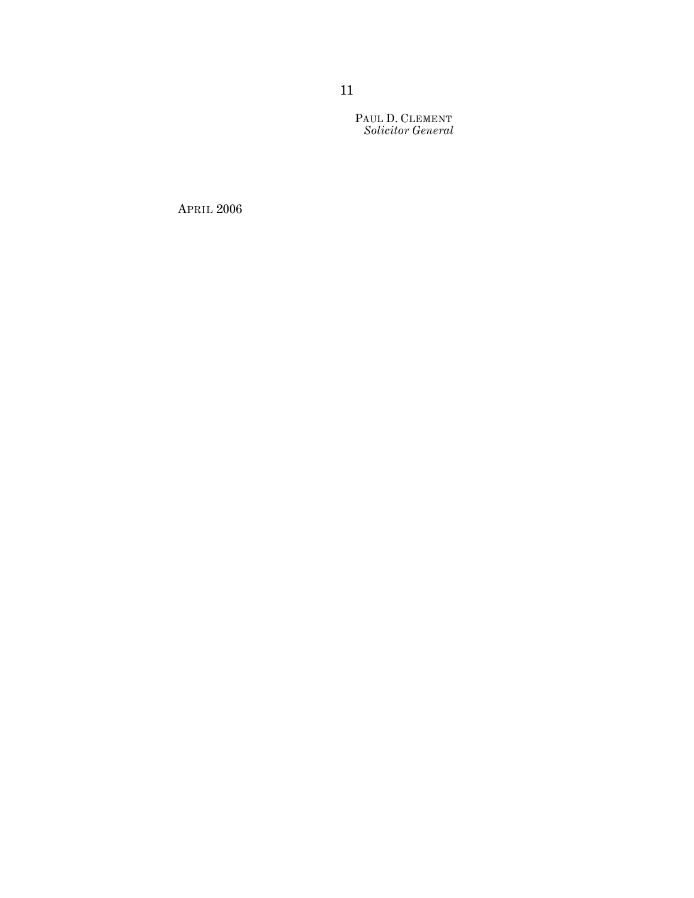PAUL D. CLEMENT
*Solicitor General*

APRIL 2006